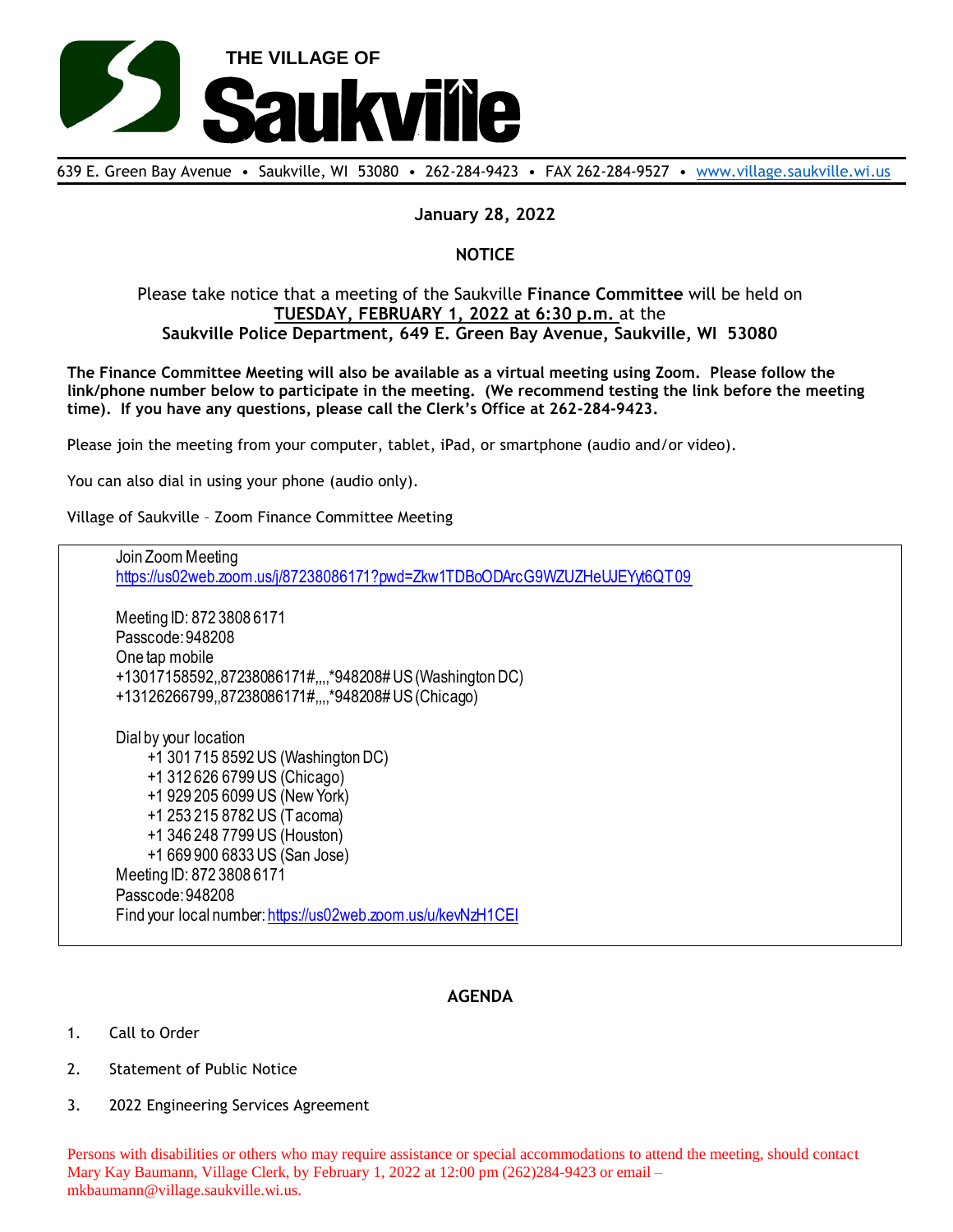# THE VILLAGE OF Saukville

639 E. Green Bay Avenue • Saukville, WI 53080 • 262-284-9423 • FAX 262-284-9527 • www.village.saukville.wi.us

**January 28, 2022**

**NOTICE**

Please take notice that a meeting of the Saukville **Finance Committee** will be held on **TUESDAY, FEBRUARY 1, 2022 at 6:30 p.m.** at the **Saukville Police Department, 649 E. Green Bay Avenue, Saukville, WI 53080**

**The Finance Committee Meeting will also be available as a virtual meeting using Zoom. Please follow the link/phone number below to participate in the meeting. (We recommend testing the link before the meeting time). If you have any questions, please call the Clerk's Office at 262-284-9423.**

Please join the meeting from your computer, tablet, iPad, or smartphone (audio and/or video).

You can also dial in using your phone (audio only).

Village of Saukville – Zoom Finance Committee Meeting

Join Zoom Meeting
https://us02web.zoom.us/j/87238086171?pwd=Zkw1TDBoODArcG9WZUZHeUJEYyt6QT09

Meeting ID: 872 3808 6171
Passcode: 948208
One tap mobile
+13017158592,,87238086171#,,,,*948208# US (Washington DC)
+13126266799,,87238086171#,,,,*948208# US (Chicago)

Dial by your location
+1 301 715 8592 US (Washington DC)
+1 312 626 6799 US (Chicago)
+1 929 205 6099 US (New York)
+1 253 215 8782 US (Tacoma)
+1 346 248 7799 US (Houston)
+1 669 900 6833 US (San Jose)
Meeting ID: 872 3808 6171
Passcode: 948208
Find your local number: https://us02web.zoom.us/u/kevNzH1CEI

**AGENDA**

1. Call to Order
2. Statement of Public Notice
3. 2022 Engineering Services Agreement

Persons with disabilities or others who may require assistance or special accommodations to attend the meeting, should contact Mary Kay Baumann, Village Clerk, by February 1, 2022 at 12:00 pm (262)284-9423 or email – mkbaumann@village.saukville.wi.us.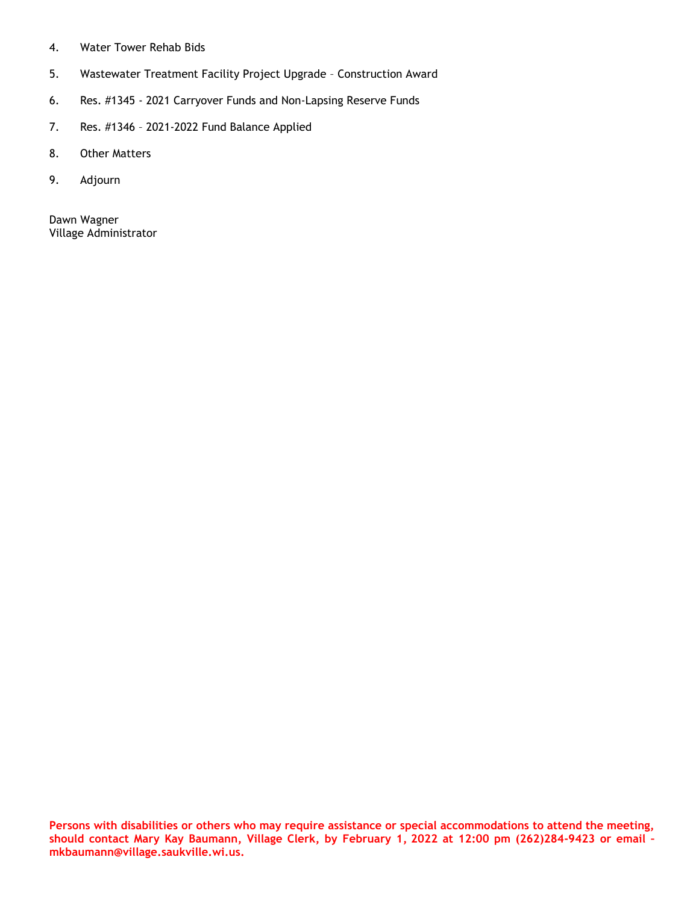4. Water Tower Rehab Bids
5. Wastewater Treatment Facility Project Upgrade – Construction Award
6. Res. #1345 - 2021 Carryover Funds and Non-Lapsing Reserve Funds
7. Res. #1346 – 2021-2022 Fund Balance Applied
8. Other Matters
9. Adjourn

Dawn Wagner
Village Administrator

**Persons with disabilities or others who may require assistance or special accommodations to attend the meeting, should contact Mary Kay Baumann, Village Clerk, by February 1, 2022 at 12:00 pm (262)284-9423 or email – mkbaumann@village.saukville.wi.us.**